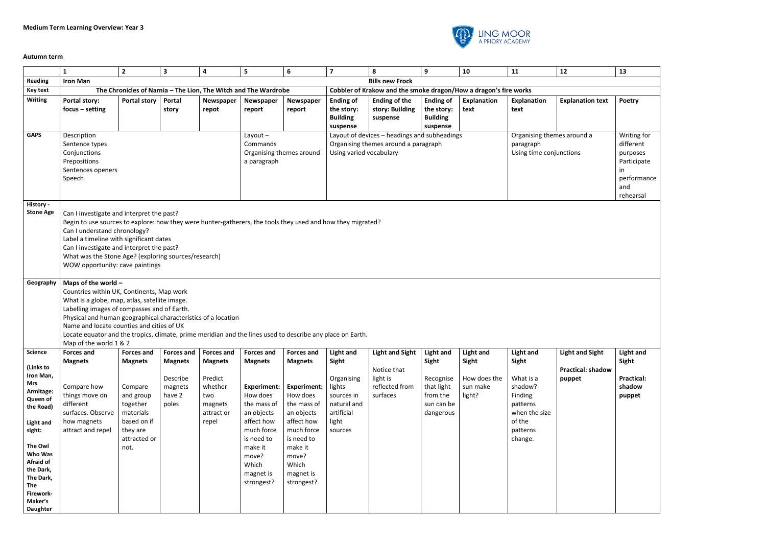**Medium Term Learning Overview: Year 3**

**Autumn term**

| | 1 | 2 | 3 | 4 | 5 | 6 | 7 | 8 | 9 | 10 | 11 | 12 | 13 |
|---|---|---|---|---|---|---|---|---|---|---|---|---|---|
| **Reading** | **Iron Man** | | | | | | **Bills new Frock** | | | | | | |
| **Key text** | The Chronicles of Narnia – The Lion, The Witch and The Wardrobe | | | | | | Cobbler of Krakow and the smoke dragon/How a dragon's fire works | | | | | | |
| **Writing** | **Portal story: focus – setting** | **Portal story** | **Portal story** | **Newspaper repot** | **Newspaper report** | **Newspaper report** | **Ending of the story: Building suspense** | **Ending of the story: Building suspense** | **Ending of the story: Building suspense** | **Explanation text** | **Explanation text** | **Explanation text** | **Poetry** |
| **GAPS** | Description<br>Sentence types<br>Conjunctions<br>Prepositions<br>Sentences openers<br>Speech | | | | Layout –<br>Commands<br>Organising themes around a paragraph | | Layout of devices – headings and subheadings<br>Organising themes around a paragraph<br>Using varied vocabulary | | | | Organising themes around a paragraph<br>Using time conjunctions | | Writing for different purposes<br>Participate in performance and rehearsal |
| **History - Stone Age** | Can I investigate and interpret the past?<br>Begin to use sources to explore: how they were hunter-gatherers, the tools they used and how they migrated?<br>Can I understand chronology?<br>Label a timeline with significant dates<br>Can I investigate and interpret the past?<br>What was the Stone Age? (exploring sources/research)<br>WOW opportunity: cave paintings | | | | | | | | | | | | |
| **Geography** | **Maps of the world –**<br>Countries within UK, Continents, Map work<br>What is a globe, map, atlas, satellite image.<br>Labelling images of compasses and of Earth.<br>Physical and human geographical characteristics of a location<br>Name and locate counties and cities of UK<br>Locate equator and the tropics, climate, prime meridian and the lines used to describe any place on Earth.<br>Map of the world 1 & 2 | | | | | | | | | | | | |
| **Science**<br><br>**(Links to Iron Man, Mrs Armitage: Queen of the Road)**<br><br>**Light and sight:**<br><br>**The Owl Who Was Afraid of the Dark, The Dark, The Firework-Maker's Daughter** | **Forces and Magnets**<br><br>Compare how things move on different surfaces. Observe how magnets attract and repel | **Forces and Magnets**<br><br>Compare and group together materials based on if they are attracted or not. | **Forces and Magnets**<br><br>Describe magnets have 2 poles | **Forces and Magnets**<br><br>Predict whether two magnets attract or repel | **Forces and Magnets**<br><br>**Experiment:** How does the mass of an objects affect how much force is need to make it move? Which magnet is strongest? | **Forces and Magnets**<br><br>**Experiment:** How does the mass of an objects affect how much force is need to make it move? Which magnet is strongest? | **Light and Sight**<br><br>Organising lights sources in natural and artificial light sources | **Light and Sight**<br><br>Notice that light is reflected from surfaces | **Light and Sight**<br><br>Recognise that light from the sun can be dangerous | **Light and Sight**<br><br>How does the sun make light? | **Light and Sight**<br><br>What is a shadow? Finding patterns when the size of the patterns change. | **Light and Sight**<br><br>**Practical: shadow puppet** | **Light and Sight**<br><br>**Practical: shadow puppet** |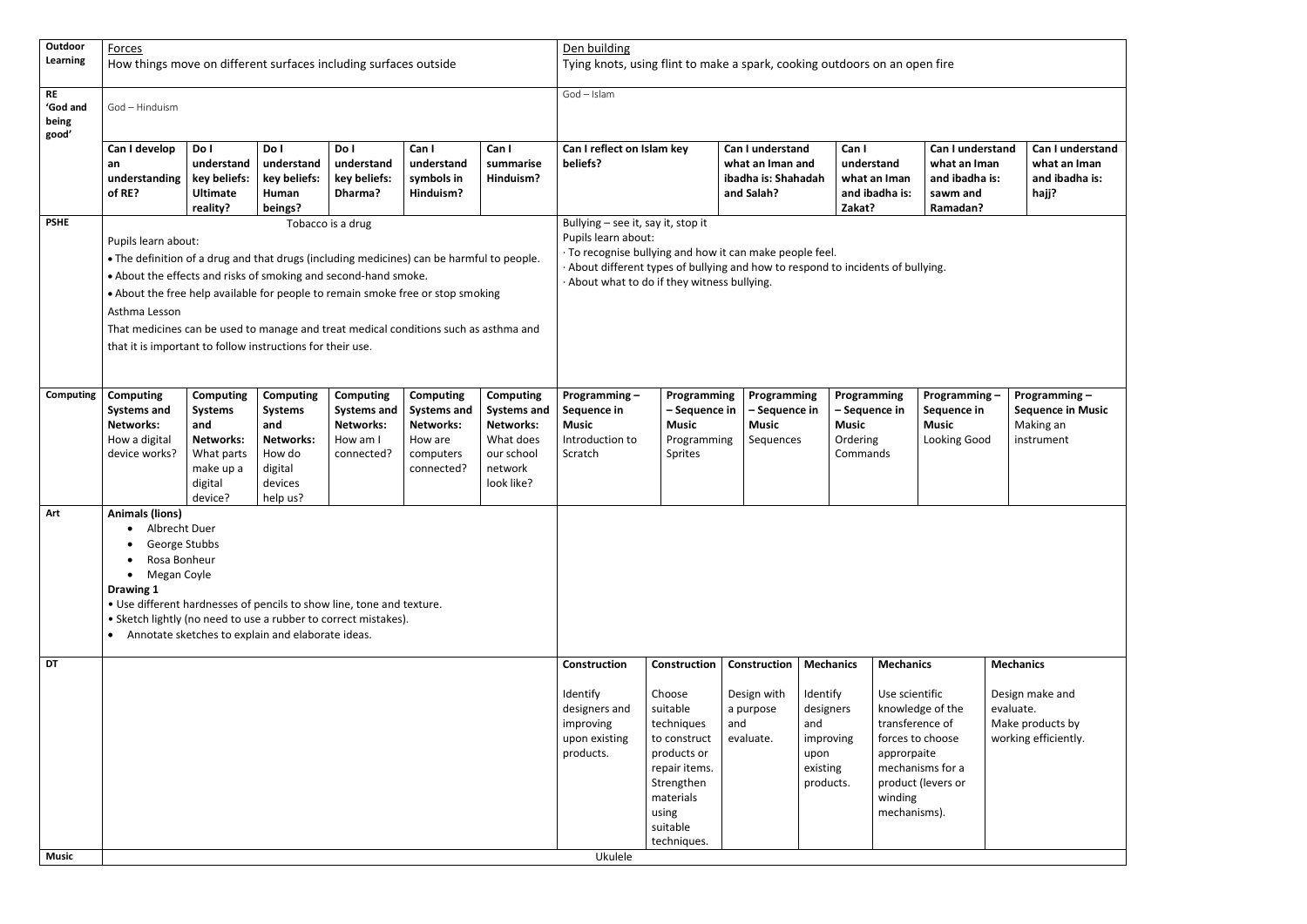| Subject | | | | | | | | | | | | |
|---|---|---|---|---|---|---|---|---|---|---|---|---|
| **Outdoor Learning** | Forces<br>How things move on different surfaces including surfaces outside | | | | | | Den building<br>Tying knots, using flint to make a spark, cooking outdoors on an open fire | | | | | |
| **RE 'God and being good'** | God – Hinduism | | | | | | God – Islam | | | | | |
| | **Can I develop an understanding of RE?** | **Do I understand key beliefs: Ultimate reality?** | **Do I understand key beliefs: Human beings?** | **Do I understand key beliefs: Dharma?** | **Can I understand symbols in Hinduism?** | **Can I summarise Hinduism?** | **Can I reflect on Islam key beliefs?** | | **Can I understand what an Iman and ibadha is: Shahadah and Salah?** | **Can I understand what an Iman and ibadha is: Zakat?** | **Can I understand what an Iman and ibadha is: sawm and Ramadan?** | **Can I understand what an Iman and ibadha is: hajj?** |
| **PSHE** | Tobacco is a drug<br>Pupils learn about:<br>• The definition of a drug and that drugs (including medicines) can be harmful to people.<br>• About the effects and risks of smoking and second-hand smoke.<br>• About the free help available for people to remain smoke free or stop smoking<br>Asthma Lesson<br>That medicines can be used to manage and treat medical conditions such as asthma and that it is important to follow instructions for their use. | | | | | | Bullying – see it, say it, stop it<br>Pupils learn about:<br>· To recognise bullying and how it can make people feel.<br>· About different types of bullying and how to respond to incidents of bullying.<br>· About what to do if they witness bullying. | | | | | |
| **Computing** | **Computing Systems and Networks:** How a digital device works? | **Computing Systems and Networks:** What parts make up a digital device? | **Computing Systems and Networks:** How do digital devices help us? | **Computing Systems and Networks:** How am I connected? | **Computing Systems and Networks:** How are computers connected? | **Computing Systems and Networks:** What does our school network look like? | **Programming – Sequence in Music** Introduction to Scratch | **Programming – Sequence in Music** Programming Sprites | **Programming – Sequence in Music** Sequences | **Programming – Sequence in Music** Ordering Commands | **Programming – Sequence in Music** Looking Good | **Programming – Sequence in Music** Making an instrument |
| **Art** | **Animals (lions)**<br>• Albrecht Duer<br>• George Stubbs<br>• Rosa Bonheur<br>• Megan Coyle<br>**Drawing 1**<br>• Use different hardnesses of pencils to show line, tone and texture.<br>• Sketch lightly (no need to use a rubber to correct mistakes).<br>• Annotate sketches to explain and elaborate ideas. | | | | | | | | | | | |
| **DT** | | | | | | | **Construction**<br>Identify designers and improving upon existing products. | **Construction**<br>Choose suitable techniques to construct products or repair items. Strengthen materials using suitable techniques. | **Construction**<br>Design with a purpose and evaluate. | **Mechanics**<br>Identify designers and improving upon existing products. | **Mechanics**<br>Use scientific knowledge of the transference of forces to choose approrpaite mechanisms for a product (levers or winding mechanisms). | **Mechanics**<br>Design make and evaluate.<br>Make products by working efficiently. |
| **Music** | Ukulele | | | | | | | | | | | |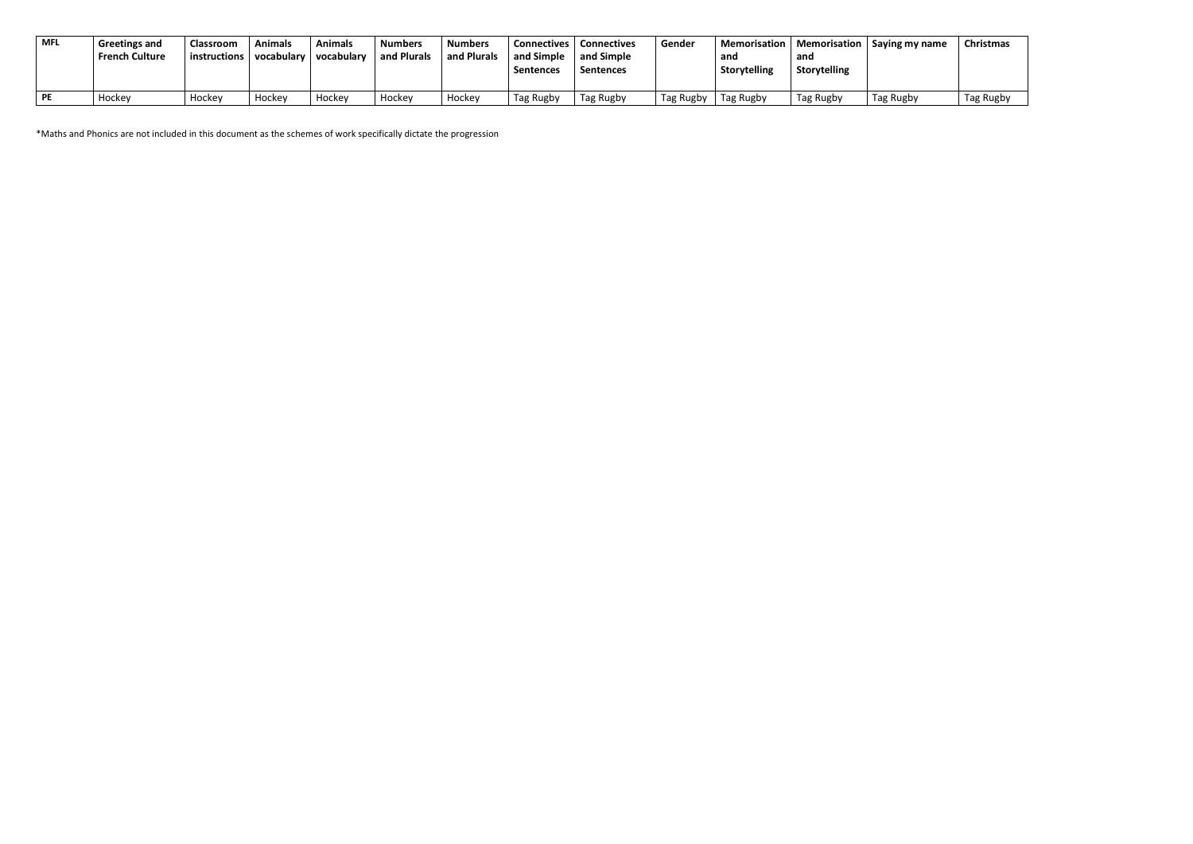| MFL | Greetings and French Culture | Classroom instructions | Animals vocabulary | Animals vocabulary | Numbers and Plurals | Numbers and Plurals | Connectives and Simple Sentences | Connectives and Simple Sentences | Gender | Memorisation and Storytelling | Memorisation and Storytelling | Saying my name | Christmas |
|---|---|---|---|---|---|---|---|---|---|---|---|---|---|
| PE | Hockey | Hockey | Hockey | Hockey | Hockey | Hockey | Tag Rugby | Tag Rugby | Tag Rugby | Tag Rugby | Tag Rugby | Tag Rugby | Tag Rugby |

*Maths and Phonics are not included in this document as the schemes of work specifically dictate the progression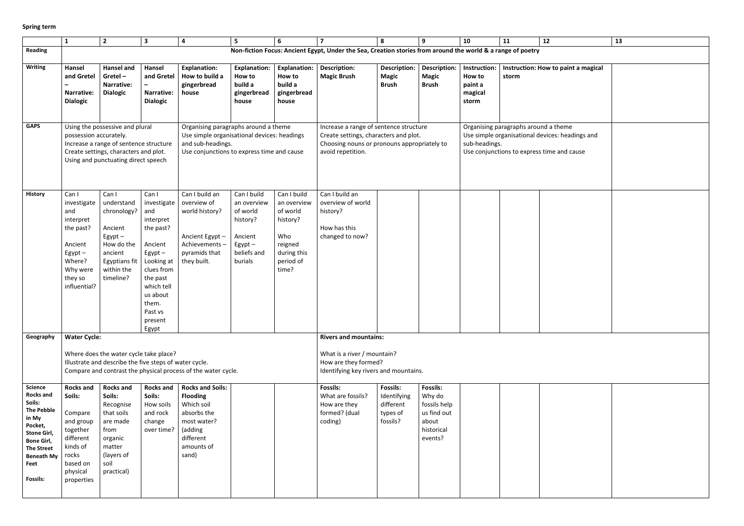**Spring term**

| | 1 | 2 | 3 | 4 | 5 | 6 | 7 | 8 | 9 | 10 | 11 | 12 | 13 |
|---|---|---|---|---|---|---|---|---|---|---|---|---|---|
| **Reading** | **Non-fiction Focus: Ancient Egypt, Under the Sea, Creation stories from around the world & a range of poetry** | | | | | | | | | | | | |
| **Writing** | **Hansel and Gretel – Narrative: Dialogic** | **Hansel and Gretel – Narrative: Dialogic** | **Hansel and Gretel – Narrative: Dialogic** | **Explanation: How to build a gingerbread house** | **Explanation: How to build a gingerbread house** | **Explanation: How to build a gingerbread house** | **Description: Magic Brush** | **Description: Magic Brush** | **Description: Magic Brush** | **Instruction: How to paint a magical storm** | **Instruction: How to paint a magical storm** | | |
| **GAPS** | Using the possessive and plural possession accurately.<br>Increase a range of sentence structure<br>Create settings, characters and plot.<br>Using and punctuating direct speech | | | Organising paragraphs around a theme<br>Use simple organisational devices: headings and sub-headings.<br>Use conjunctions to express time and cause | | | Increase a range of sentence structure<br>Create settings, characters and plot.<br>Choosing nouns or pronouns appropriately to avoid repetition. | | | Organising paragraphs around a theme<br>Use simple organisational devices: headings and sub-headings.<br>Use conjunctions to express time and cause | | | |
| **History** | Can I investigate and interpret the past?<br><br>Ancient Egypt – Where? Why were they so influential? | Can I understand chronology?<br><br>Ancient Egypt – How do the ancient Egyptians fit within the timeline? | Can I investigate and interpret the past?<br><br>Ancient Egypt – Looking at clues from the past which tell us about them. Past vs present Egypt | Can I build an overview of world history?<br><br>Ancient Egypt – Achievements – pyramids that they built. | Can I build an overview of world history?<br><br>Ancient Egypt – beliefs and burials | Can I build an overview of world history?<br><br>Who reigned during this period of time? | Can I build an overview of world history?<br><br>How has this changed to now? | | | | | | |
| **Geography** | **Water Cycle:**<br><br>Where does the water cycle take place?<br>Illustrate and describe the five steps of water cycle.<br>Compare and contrast the physical process of the water cycle. | | | | | | **Rivers and mountains:**<br><br>What is a river / mountain?<br>How are they formed?<br>Identifying key rivers and mountains. | | | | | | |
| **Science**<br>**Rocks and Soils:**<br>**The Pebble in My Pocket, Stone Girl, Bone Girl, The Street Beneath My Feet**<br><br>**Fossils:** | **Rocks and Soils:**<br><br>Compare and group together different kinds of rocks based on physical properties | **Rocks and Soils:**<br>Recognise that soils are made from organic matter (layers of soil practical) | **Rocks and Soils:**<br>How soils and rock change over time? | **Rocks and Soils: Flooding**<br>Which soil absorbs the most water? (adding different amounts of sand) | | | **Fossils:**<br>What are fossils? How are they formed? (dual coding) | **Fossils:**<br>Identifying different types of fossils? | **Fossils:**<br>Why do fossils help us find out about historical events? | | | | |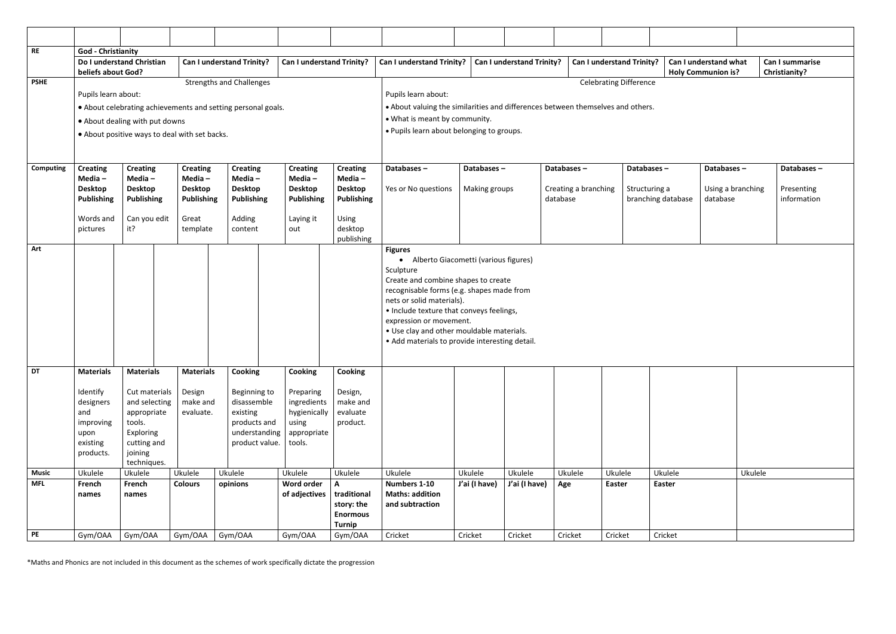| | | | | | | | | | | | | |
|---|---|---|---|---|---|---|---|---|---|---|---|---|
| **RE** | **God - Christianity** | | | | | | | | | | | |
| | **Do I understand Christian beliefs about God?** | | **Can I understand Trinity?** | **Can I understand Trinity?** | | **Can I understand Trinity?** | **Can I understand Trinity?** | | **Can I understand Trinity?** | | **Can I understand what Holy Communion is?** | **Can I summarise Christianity?** |
| **PSHE** | Strengths and Challenges<br><br>Pupils learn about:<br>• About celebrating achievements and setting personal goals.<br>• About dealing with put downs<br>• About positive ways to deal with set backs. | | | | | Celebrating Difference<br><br>Pupils learn about:<br>• About valuing the similarities and differences between themselves and others.<br>• What is meant by community.<br>• Pupils learn about belonging to groups. | | | | | | |
| **Computing** | **Creating Media – Desktop Publishing**<br><br>Words and pictures | **Creating Media – Desktop Publishing**<br><br>Can you edit it? | **Creating Media – Desktop Publishing**<br><br>Great template | **Creating Media – Desktop Publishing**<br><br>Adding content | **Creating Media – Desktop Publishing**<br><br>Laying it out | **Creating Media – Desktop Publishing**<br><br>Using desktop publishing | **Databases –**<br><br>Yes or No questions | **Databases –**<br><br>Making groups | **Databases –**<br><br>Creating a branching database | **Databases –**<br><br>Structuring a branching database | **Databases –**<br><br>Using a branching database | **Databases –**<br><br>Presenting information |
| **Art** | | | | | | | **Figures**<br>• Alberto Giacometti (various figures)<br>Sculpture<br>Create and combine shapes to create recognisable forms (e.g. shapes made from nets or solid materials).<br>• Include texture that conveys feelings, expression or movement.<br>• Use clay and other mouldable materials.<br>• Add materials to provide interesting detail. | | | | | |
| **DT** | **Materials**<br><br>Identify designers and improving upon existing products. | **Materials**<br><br>Cut materials and selecting appropriate tools. Exploring cutting and joining techniques. | **Materials**<br><br>Design make and evaluate. | **Cooking**<br><br>Beginning to disassemble existing products and understanding product value. | **Cooking**<br><br>Preparing ingredients hygienically using appropriate tools. | **Cooking**<br><br>Design, make and evaluate product. | | | | | | |
| **Music** | Ukulele | Ukulele | Ukulele | Ukulele | Ukulele | Ukulele | Ukulele | Ukulele | Ukulele | Ukulele | Ukulele | Ukulele |
| **MFL** | **French names** | **French names** | **Colours** | **opinions** | **Word order of adjectives** | **A traditional story: the Enormous Turnip** | **Numbers 1-10 Maths: addition and subtraction** | **J'ai (I have)** | **J'ai (I have)** | **Age** | **Easter** | **Easter** |
| **PE** | Gym/OAA | Gym/OAA | Gym/OAA | Gym/OAA | Gym/OAA | Gym/OAA | Cricket | Cricket | Cricket | Cricket | Cricket | Cricket |

*Maths and Phonics are not included in this document as the schemes of work specifically dictate the progression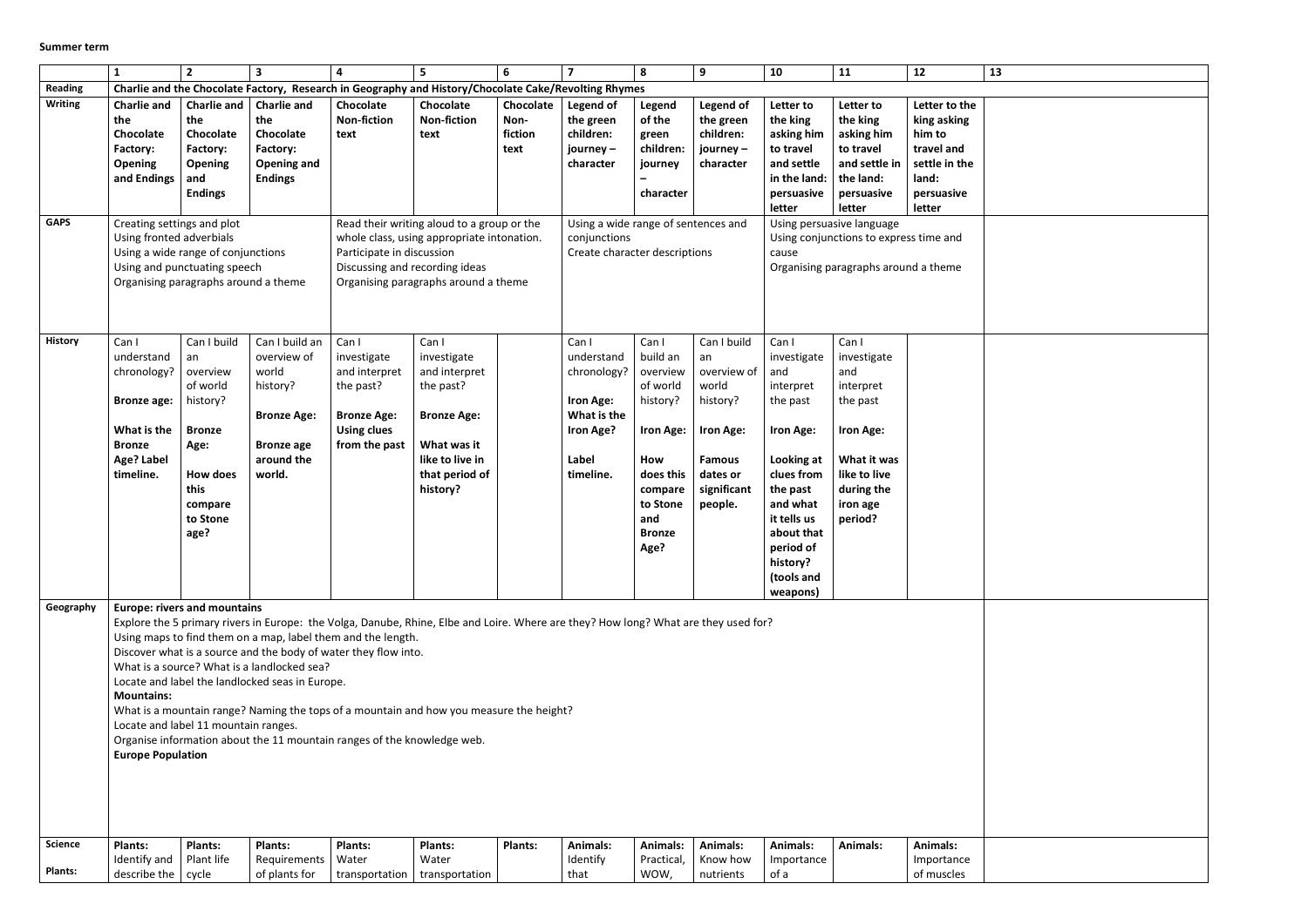**Summer term**

| | 1 | 2 | 3 | 4 | 5 | 6 | 7 | 8 | 9 | 10 | 11 | 12 | 13 |
|---|---|---|---|---|---|---|---|---|---|---|---|---|---|
| **Reading** | **Charlie and the Chocolate Factory, Research in Geography and History/Chocolate Cake/Revolting Rhymes** | | | | | | | | | | | | |
| **Writing** | **Charlie and the Chocolate Factory: Opening and Endings** | **Charlie and the Chocolate Factory: Opening and Endings** | **Charlie and the Chocolate Factory: Opening and Endings** | **Chocolate Non-fiction text** | **Chocolate Non-fiction text** | **Chocolate Non-fiction text** | **Legend of the green children: journey – character** | **Legend of the green children: journey – character** | **Legend of the green children: journey – character** | **Letter to the king asking him to travel and settle in the land: persuasive letter** | **Letter to the king asking him to travel and settle in the land: persuasive letter** | **Letter to the king asking him to travel and settle in the land: persuasive letter** | |
| **GAPS** | Creating settings and plot<br>Using fronted adverbials<br>Using a wide range of conjunctions<br>Using and punctuating speech<br>Organising paragraphs around a theme | | | Read their writing aloud to a group or the whole class, using appropriate intonation.<br>Participate in discussion<br>Discussing and recording ideas<br>Organising paragraphs around a theme | | | Using a wide range of sentences and conjunctions<br>Create character descriptions | | | Using persuasive language<br>Using conjunctions to express time and cause<br>Organising paragraphs around a theme | | | |
| **History** | Can I understand chronology?<br><br>**Bronze age:**<br><br>**What is the Bronze Age? Label timeline.** | Can I build an overview of world history?<br><br>**Bronze Age:**<br><br>**How does this compare to Stone age?** | Can I build an overview of world history?<br><br>**Bronze Age:**<br><br>**Bronze age around the world.** | Can I investigate and interpret the past?<br><br>**Bronze Age: Using clues from the past** | Can I investigate and interpret the past?<br><br>**Bronze Age:**<br><br>**What was it like to live in that period of history?** | | Can I understand chronology?<br><br>**Iron Age: What is the Iron Age?**<br><br>**Label timeline.** | Can I build an overview of world history?<br><br>**Iron Age:**<br><br>**How does this compare to Stone and Bronze Age?** | Can I build an overview of world history?<br><br>**Iron Age:**<br><br>**Famous dates or significant people.** | Can I investigate and interpret the past<br><br>**Iron Age:**<br><br>**Looking at clues from the past and what it tells us about that period of history? (tools and weapons)** | Can I investigate and interpret the past<br><br>**Iron Age:**<br><br>**What it was like to live during the iron age period?** | | |
| **Geography** | **Europe: rivers and mountains**<br>Explore the 5 primary rivers in Europe: the Volga, Danube, Rhine, Elbe and Loire. Where are they? How long? What are they used for?<br>Using maps to find them on a map, label them and the length.<br>Discover what is a source and the body of water they flow into.<br>What is a source? What is a landlocked sea?<br>Locate and label the landlocked seas in Europe.<br>**Mountains:**<br>What is a mountain range? Naming the tops of a mountain and how you measure the height?<br>Locate and label 11 mountain ranges.<br>Organise information about the 11 mountain ranges of the knowledge web.<br>**Europe Population** | | | | | | | | | | | | |
| **Science**<br><br>**Plants:** | **Plants:**<br>Identify and describe the | **Plants:**<br>Plant life cycle | **Plants:**<br>Requirements of plants for | **Plants:**<br>Water transportation | **Plants:**<br>Water transportation | **Plants:** | **Animals:**<br>Identify that | **Animals:**<br>Practical, WOW, | **Animals:**<br>Know how nutrients | **Animals:**<br>Importance of a | **Animals:** | **Animals:**<br>Importance of muscles | |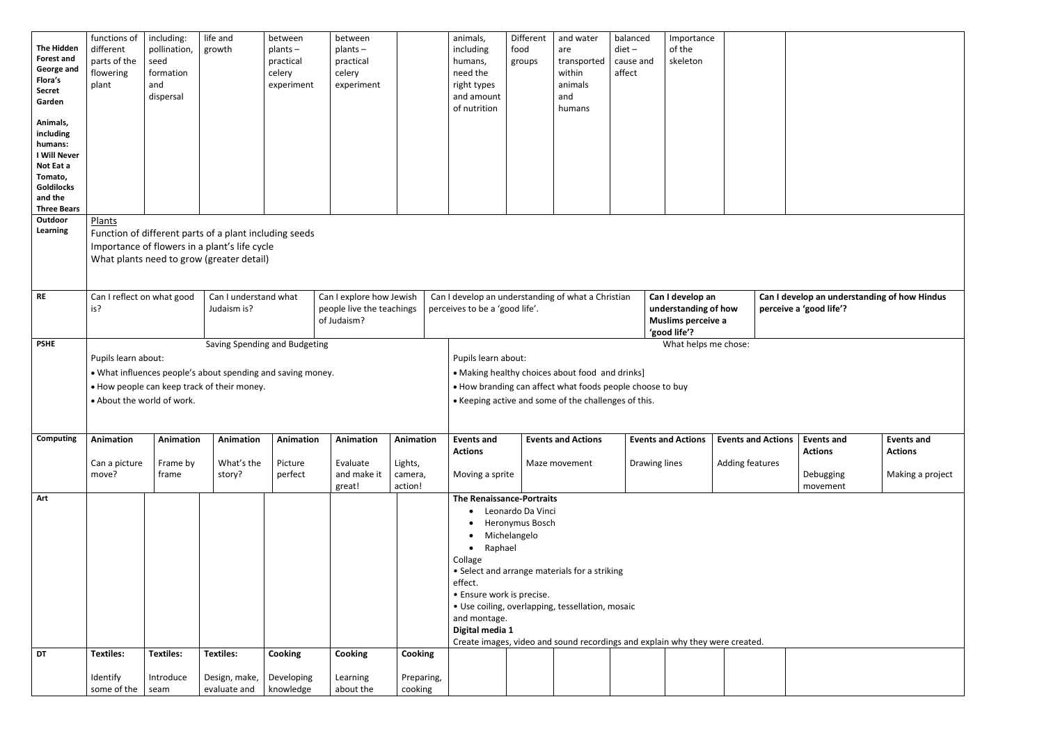| **The Hidden Forest and George and Flora's Secret Garden**<br><br>**Animals, including humans: I Will Never Not Eat a Tomato, Goldilocks and the Three Bears** | functions of different parts of the flowering plant | including: pollination, seed formation and dispersal | life and growth | between plants – practical celery experiment | between plants – practical celery experiment | | animals, including humans, need the right types and amount of nutrition | Different food groups | and water are transported within animals and humans | balanced diet – cause and affect | Importance of the skeleton | | |
|---|---|---|---|---|---|---|---|---|---|---|---|---|---|
| **Outdoor Learning** | <u>Plants</u><br>Function of different parts of a plant including seeds<br>Importance of flowers in a plant's life cycle<br>What plants need to grow (greater detail) | | | | | | | | | | | | |
| **RE** | Can I reflect on what good is? | | Can I understand what Judaism is? | | Can I explore how Jewish people live the teachings of Judaism? | | Can I develop an understanding of what a Christian perceives to be a 'good life'. | | | **Can I develop an understanding of how Muslims perceive a 'good life'?** | | **Can I develop an understanding of how Hindus perceive a 'good life'?** | |
| **PSHE** | Saving Spending and Budgeting<br>Pupils learn about:<br>• What influences people's about spending and saving money.<br>• How people can keep track of their money.<br>• About the world of work. | | | | | | What helps me chose:<br>Pupils learn about:<br>• Making healthy choices about food and drinks]<br>• How branding can affect what foods people choose to buy<br>• Keeping active and some of the challenges of this. | | | | | | |
| **Computing** | **Animation**<br><br>Can a picture move? | **Animation**<br><br>Frame by frame | **Animation**<br><br>What's the story? | **Animation**<br><br>Picture perfect | **Animation**<br><br>Evaluate and make it great! | **Animation**<br><br>Lights, camera, action! | **Events and Actions**<br><br>Moving a sprite | **Events and Actions**<br><br>Maze movement | | **Events and Actions**<br><br>Drawing lines | **Events and Actions**<br><br>Adding features | **Events and Actions**<br><br>Debugging movement | **Events and Actions**<br><br>Making a project |
| **Art** | | | | | | | **The Renaissance-Portraits**<br>• Leonardo Da Vinci<br>• Heronymus Bosch<br>• Michelangelo<br>• Raphael<br>Collage<br>• Select and arrange materials for a striking effect.<br>• Ensure work is precise.<br>• Use coiling, overlapping, tessellation, mosaic and montage.<br>**Digital media 1**<br>Create images, video and sound recordings and explain why they were created. | | | | | | |
| **DT** | **Textiles:**<br><br>Identify some of the | **Textiles:**<br><br>Introduce seam | **Textiles:**<br><br>Design, make, evaluate and | **Cooking**<br><br>Developing knowledge | **Cooking**<br><br>Learning about the | **Cooking**<br><br>Preparing, cooking | | | | | | | |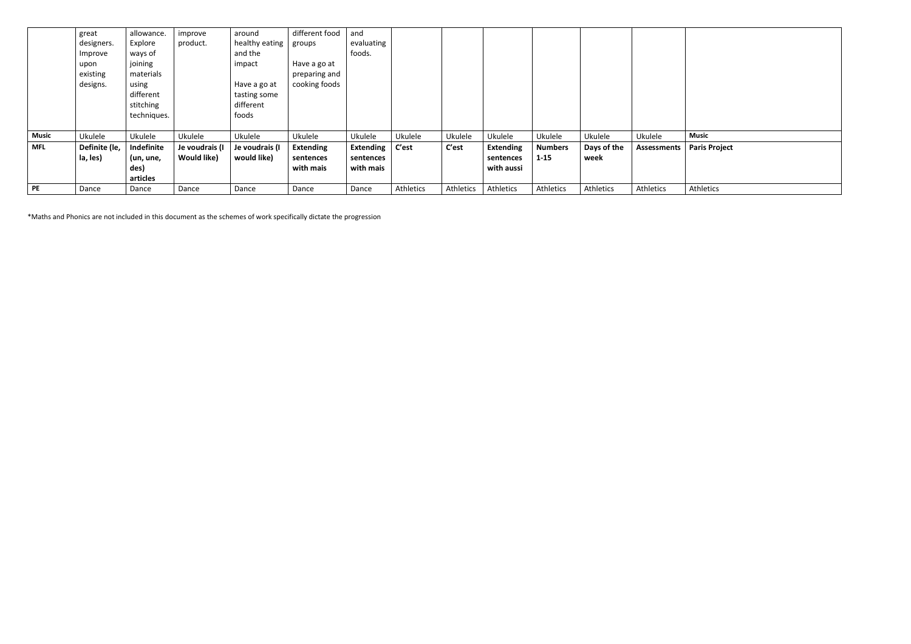| | | | | | | | | | | | | | |
|---|---|---|---|---|---|---|---|---|---|---|---|---|---|
| | great designers. Improve upon existing designs. | allowance. Explore ways of joining materials using different stitching techniques. | improve product. | around healthy eating and the impact<br><br>Have a go at tasting some different foods | different food groups<br><br>Have a go at preparing and cooking foods | and evaluating foods. | | | | | | | |
| **Music** | Ukulele | Ukulele | Ukulele | Ukulele | Ukulele | Ukulele | Ukulele | Ukulele | Ukulele | Ukulele | Ukulele | Ukulele | **Music** |
| **MFL** | **Definite (le, la, les)** | **Indefinite (un, une, des) articles** | **Je voudrais (I Would like)** | **Je voudrais (I would like)** | **Extending sentences with mais** | **Extending sentences with mais** | **C'est** | **C'est** | **Extending sentences with aussi** | **Numbers 1-15** | **Days of the week** | **Assessments** | **Paris Project** |
| **PE** | Dance | Dance | Dance | Dance | Dance | Dance | Athletics | Athletics | Athletics | Athletics | Athletics | Athletics | Athletics |

*Maths and Phonics are not included in this document as the schemes of work specifically dictate the progression